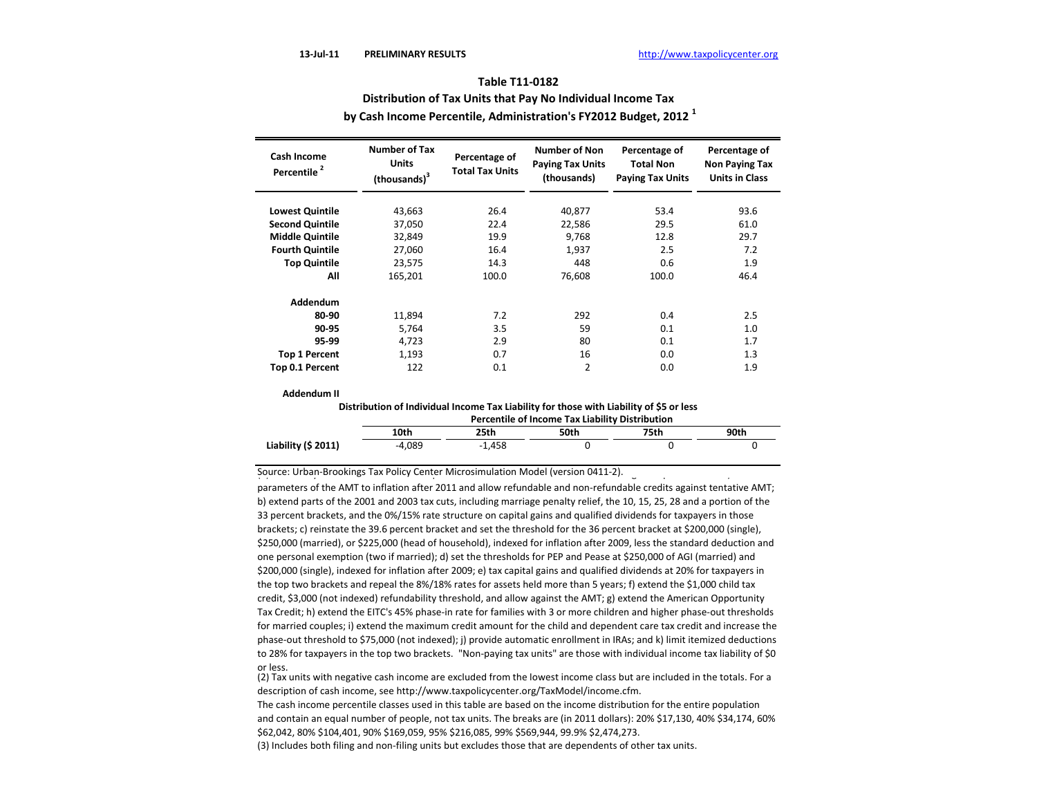13-Jul-11 **PRELIMINARY RESULTS** http://www.taxpolicycenter.org

## Table T11-0182

### Distribution of Tax Units that Pay No Individual Income Tax by Cash Income Percentile, Administration's FY2012 Budget, 2012 [1]

| Cash Income Percentile [2] | Number of Tax Units (thousands)[3] | Percentage of Total Tax Units | Number of Non Paying Tax Units (thousands) | Percentage of Total Non Paying Tax Units | Percentage of Non Paying Tax Units in Class |
|---|---|---|---|---|---|
| **Lowest Quintile** | 43,663 | 26.4 | 40,877 | 53.4 | 93.6 |
| **Second Quintile** | 37,050 | 22.4 | 22,586 | 29.5 | 61.0 |
| **Middle Quintile** | 32,849 | 19.9 | 9,768 | 12.8 | 29.7 |
| **Fourth Quintile** | 27,060 | 16.4 | 1,937 | 2.5 | 7.2 |
| **Top Quintile** | 23,575 | 14.3 | 448 | 0.6 | 1.9 |
| **All** | 165,201 | 100.0 | 76,608 | 100.0 | 46.4 |
| **Addendum** | | | | | |
| **80-90** | 11,894 | 7.2 | 292 | 0.4 | 2.5 |
| **90-95** | 5,764 | 3.5 | 59 | 0.1 | 1.0 |
| **95-99** | 4,723 | 2.9 | 80 | 0.1 | 1.7 |
| **Top 1 Percent** | 1,193 | 0.7 | 16 | 0.0 | 1.3 |
| **Top 0.1 Percent** | 122 | 0.1 | 2 | 0.0 | 1.9 |

**Addendum II**

**Distribution of Individual Income Tax Liability for those with Liability of $5 or less**

| | Percentile of Income Tax Liability Distribution | | | | |
|---|---|---|---|---|---|
| | **10th** | **25th** | **50th** | **75th** | **90th** |
| **Liability ($ 2011)** | -4,089 | -1,458 | 0 | 0 | 0 |

Source: Urban-Brookings Tax Policy Center Microsimulation Model (version 0411-2).

parameters of the AMT to inflation after 2011 and allow refundable and non-refundable credits against tentative AMT; b) extend parts of the 2001 and 2003 tax cuts, including marriage penalty relief, the 10, 15, 25, 28 and a portion of the 33 percent brackets, and the 0%/15% rate structure on capital gains and qualified dividends for taxpayers in those brackets; c) reinstate the 39.6 percent bracket and set the threshold for the 36 percent bracket at $200,000 (single), $250,000 (married), or $225,000 (head of household), indexed for inflation after 2009, less the standard deduction and one personal exemption (two if married); d) set the thresholds for PEP and Pease at $250,000 of AGI (married) and $200,000 (single), indexed for inflation after 2009; e) tax capital gains and qualified dividends at 20% for taxpayers in the top two brackets and repeal the 8%/18% rates for assets held more than 5 years; f) extend the $1,000 child tax credit, $3,000 (not indexed) refundability threshold, and allow against the AMT; g) extend the American Opportunity Tax Credit; h) extend the EITC's 45% phase-in rate for families with 3 or more children and higher phase-out thresholds for married couples; i) extend the maximum credit amount for the child and dependent care tax credit and increase the phase-out threshold to $75,000 (not indexed); j) provide automatic enrollment in IRAs; and k) limit itemized deductions to 28% for taxpayers in the top two brackets. "Non-paying tax units" are those with individual income tax liability of $0 or less.

(2) Tax units with negative cash income are excluded from the lowest income class but are included in the totals. For a description of cash income, see http://www.taxpolicycenter.org/TaxModel/income.cfm.

The cash income percentile classes used in this table are based on the income distribution for the entire population and contain an equal number of people, not tax units. The breaks are (in 2011 dollars): 20% $17,130, 40% $34,174, 60% $62,042, 80% $104,401, 90% $169,059, 95% $216,085, 99% $569,944, 99.9% $2,474,273.

(3) Includes both filing and non-filing units but excludes those that are dependents of other tax units.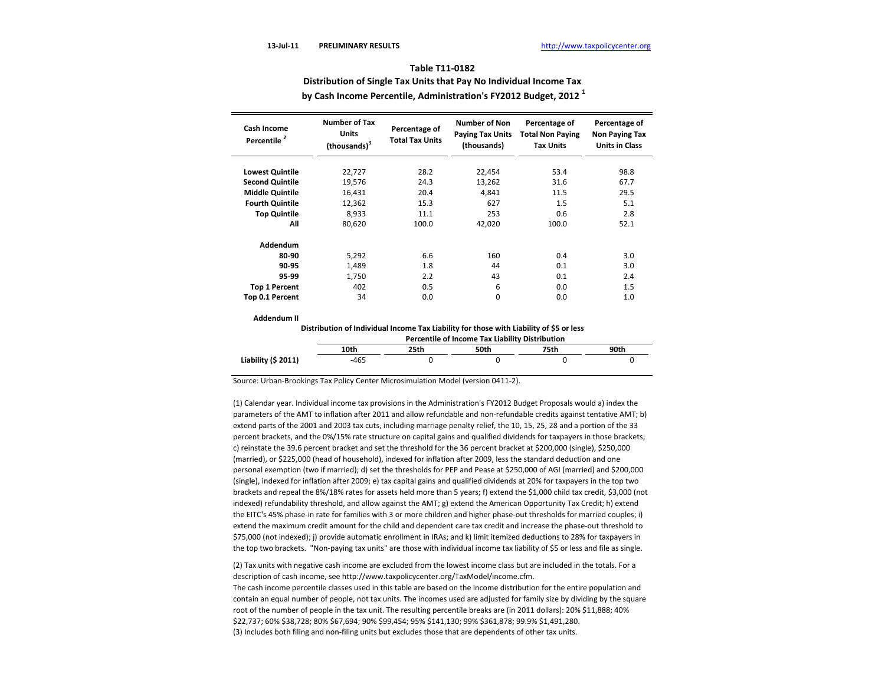13-Jul-11 **PRELIMINARY RESULTS** http://www.taxpolicycenter.org

## Table T11-0182

## Distribution of Single Tax Units that Pay No Individual Income Tax by Cash Income Percentile, Administration's FY2012 Budget, 2012 [1]

| Cash Income Percentile [2] | Number of Tax Units (thousands)[3] | Percentage of Total Tax Units | Number of Non Paying Tax Units (thousands) | Percentage of Total Non Paying Tax Units | Percentage of Non Paying Tax Units in Class |
|---|---|---|---|---|---|
| **Lowest Quintile** | 22,727 | 28.2 | 22,454 | 53.4 | 98.8 |
| **Second Quintile** | 19,576 | 24.3 | 13,262 | 31.6 | 67.7 |
| **Middle Quintile** | 16,431 | 20.4 | 4,841 | 11.5 | 29.5 |
| **Fourth Quintile** | 12,362 | 15.3 | 627 | 1.5 | 5.1 |
| **Top Quintile** | 8,933 | 11.1 | 253 | 0.6 | 2.8 |
| **All** | 80,620 | 100.0 | 42,020 | 100.0 | 52.1 |
| **Addendum** | | | | | |
| **80-90** | 5,292 | 6.6 | 160 | 0.4 | 3.0 |
| **90-95** | 1,489 | 1.8 | 44 | 0.1 | 3.0 |
| **95-99** | 1,750 | 2.2 | 43 | 0.1 | 2.4 |
| **Top 1 Percent** | 402 | 0.5 | 6 | 0.0 | 1.5 |
| **Top 0.1 Percent** | 34 | 0.0 | 0 | 0.0 | 1.0 |

**Addendum II**

**Distribution of Individual Income Tax Liability for those with Liability of $5 or less**

| | Percentile of Income Tax Liability Distribution | | | | |
|---|---|---|---|---|---|
| | **10th** | **25th** | **50th** | **75th** | **90th** |
| **Liability ($ 2011)** | -465 | 0 | 0 | 0 | 0 |

Source: Urban-Brookings Tax Policy Center Microsimulation Model (version 0411-2).

(1) Calendar year. Individual income tax provisions in the Administration's FY2012 Budget Proposals would a) index the parameters of the AMT to inflation after 2011 and allow refundable and non-refundable credits against tentative AMT; b) extend parts of the 2001 and 2003 tax cuts, including marriage penalty relief, the 10, 15, 25, 28 and a portion of the 33 percent brackets, and the 0%/15% rate structure on capital gains and qualified dividends for taxpayers in those brackets; c) reinstate the 39.6 percent bracket and set the threshold for the 36 percent bracket at $200,000 (single), $250,000 (married), or $225,000 (head of household), indexed for inflation after 2009, less the standard deduction and one personal exemption (two if married); d) set the thresholds for PEP and Pease at $250,000 of AGI (married) and $200,000 (single), indexed for inflation after 2009; e) tax capital gains and qualified dividends at 20% for taxpayers in the top two brackets and repeal the 8%/18% rates for assets held more than 5 years; f) extend the $1,000 child tax credit, $3,000 (not indexed) refundability threshold, and allow against the AMT; g) extend the American Opportunity Tax Credit; h) extend the EITC's 45% phase-in rate for families with 3 or more children and higher phase-out thresholds for married couples; i) extend the maximum credit amount for the child and dependent care tax credit and increase the phase-out threshold to $75,000 (not indexed); j) provide automatic enrollment in IRAs; and k) limit itemized deductions to 28% for taxpayers in the top two brackets. "Non-paying tax units" are those with individual income tax liability of $5 or less and file as single.

(2) Tax units with negative cash income are excluded from the lowest income class but are included in the totals. For a description of cash income, see http://www.taxpolicycenter.org/TaxModel/income.cfm.
The cash income percentile classes used in this table are based on the income distribution for the entire population and contain an equal number of people, not tax units. The incomes used are adjusted for family size by dividing by the square root of the number of people in the tax unit. The resulting percentile breaks are (in 2011 dollars): 20% $11,888; 40% $22,737; 60% $38,728; 80% $67,694; 90% $99,454; 95% $141,130; 99% $361,878; 99.9% $1,491,280.

(3) Includes both filing and non-filing units but excludes those that are dependents of other tax units.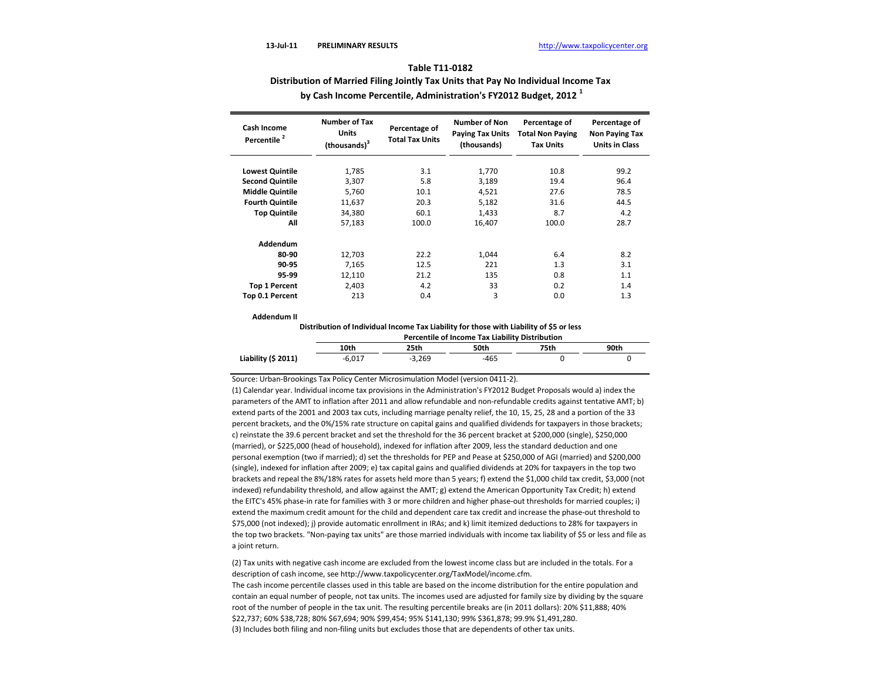13-Jul-11 **PRELIMINARY RESULTS** http://www.taxpolicycenter.org

## Table T11-0182

### Distribution of Married Filing Jointly Tax Units that Pay No Individual Income Tax by Cash Income Percentile, Administration's FY2012 Budget, 2012 [1]

| Cash Income Percentile [2] | Number of Tax Units (thousands)[3] | Percentage of Total Tax Units | Number of Non Paying Tax Units (thousands) | Percentage of Total Non Paying Tax Units | Percentage of Non Paying Tax Units in Class |
|---|---|---|---|---|---|
| **Lowest Quintile** | 1,785 | 3.1 | 1,770 | 10.8 | 99.2 |
| **Second Quintile** | 3,307 | 5.8 | 3,189 | 19.4 | 96.4 |
| **Middle Quintile** | 5,760 | 10.1 | 4,521 | 27.6 | 78.5 |
| **Fourth Quintile** | 11,637 | 20.3 | 5,182 | 31.6 | 44.5 |
| **Top Quintile** | 34,380 | 60.1 | 1,433 | 8.7 | 4.2 |
| **All** | 57,183 | 100.0 | 16,407 | 100.0 | 28.7 |
| **Addendum** | | | | | |
| **80-90** | 12,703 | 22.2 | 1,044 | 6.4 | 8.2 |
| **90-95** | 7,165 | 12.5 | 221 | 1.3 | 3.1 |
| **95-99** | 12,110 | 21.2 | 135 | 0.8 | 1.1 |
| **Top 1 Percent** | 2,403 | 4.2 | 33 | 0.2 | 1.4 |
| **Top 0.1 Percent** | 213 | 0.4 | 3 | 0.0 | 1.3 |

**Addendum II**

**Distribution of Individual Income Tax Liability for those with Liability of $5 or less**

| | Percentile of Income Tax Liability Distribution | | | | |
|---|---|---|---|---|---|
| | **10th** | **25th** | **50th** | **75th** | **90th** |
| **Liability ($ 2011)** | -6,017 | -3,269 | -465 | 0 | 0 |

Source: Urban-Brookings Tax Policy Center Microsimulation Model (version 0411-2).

(1) Calendar year. Individual income tax provisions in the Administration's FY2012 Budget Proposals would a) index the parameters of the AMT to inflation after 2011 and allow refundable and non-refundable credits against tentative AMT; b) extend parts of the 2001 and 2003 tax cuts, including marriage penalty relief, the 10, 15, 25, 28 and a portion of the 33 percent brackets, and the 0%/15% rate structure on capital gains and qualified dividends for taxpayers in those brackets; c) reinstate the 39.6 percent bracket and set the threshold for the 36 percent bracket at $200,000 (single), $250,000 (married), or $225,000 (head of household), indexed for inflation after 2009, less the standard deduction and one personal exemption (two if married); d) set the thresholds for PEP and Pease at $250,000 of AGI (married) and $200,000 (single), indexed for inflation after 2009; e) tax capital gains and qualified dividends at 20% for taxpayers in the top two brackets and repeal the 8%/18% rates for assets held more than 5 years; f) extend the $1,000 child tax credit, $3,000 (not indexed) refundability threshold, and allow against the AMT; g) extend the American Opportunity Tax Credit; h) extend the EITC's 45% phase-in rate for families with 3 or more children and higher phase-out thresholds for married couples; i) extend the maximum credit amount for the child and dependent care tax credit and increase the phase-out threshold to $75,000 (not indexed); j) provide automatic enrollment in IRAs; and k) limit itemized deductions to 28% for taxpayers in the top two brackets. "Non-paying tax units" are those married individuals with income tax liability of $5 or less and file as a joint return.

(2) Tax units with negative cash income are excluded from the lowest income class but are included in the totals. For a description of cash income, see http://www.taxpolicycenter.org/TaxModel/income.cfm.
The cash income percentile classes used in this table are based on the income distribution for the entire population and contain an equal number of people, not tax units. The incomes used are adjusted for family size by dividing by the square root of the number of people in the tax unit. The resulting percentile breaks are (in 2011 dollars): 20% $11,888; 40% $22,737; 60% $38,728; 80% $67,694; 90% $99,454; 95% $141,130; 99% $361,878; 99.9% $1,491,280.

(3) Includes both filing and non-filing units but excludes those that are dependents of other tax units.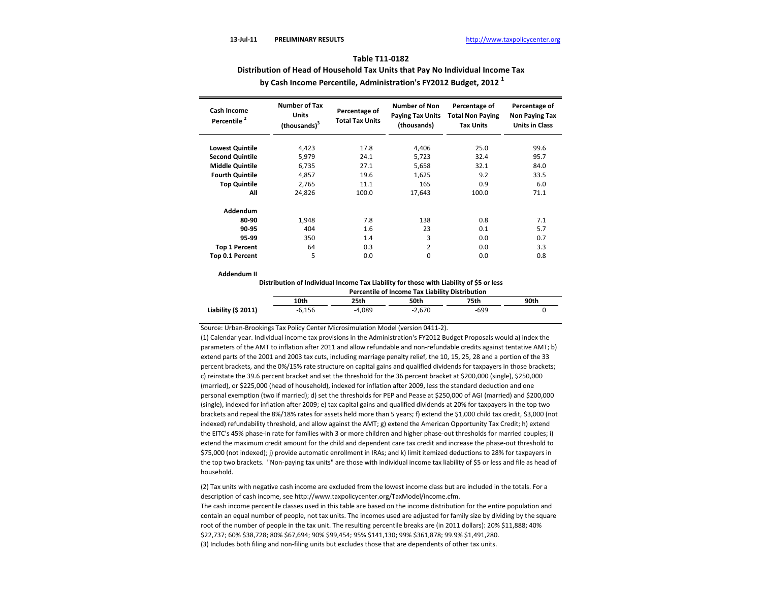13-Jul-11 **PRELIMINARY RESULTS** http://www.taxpolicycenter.org

## Table T11-0182
## Distribution of Head of Household Tax Units that Pay No Individual Income Tax by Cash Income Percentile, Administration's FY2012 Budget, 2012 [1]

| Cash Income Percentile [2] | Number of Tax Units (thousands)[3] | Percentage of Total Tax Units | Number of Non Paying Tax Units (thousands) | Percentage of Total Non Paying Tax Units | Percentage of Non Paying Tax Units in Class |
|---|---|---|---|---|---|
| **Lowest Quintile** | 4,423 | 17.8 | 4,406 | 25.0 | 99.6 |
| **Second Quintile** | 5,979 | 24.1 | 5,723 | 32.4 | 95.7 |
| **Middle Quintile** | 6,735 | 27.1 | 5,658 | 32.1 | 84.0 |
| **Fourth Quintile** | 4,857 | 19.6 | 1,625 | 9.2 | 33.5 |
| **Top Quintile** | 2,765 | 11.1 | 165 | 0.9 | 6.0 |
| **All** | 24,826 | 100.0 | 17,643 | 100.0 | 71.1 |
| **Addendum** | | | | | |
| **80-90** | 1,948 | 7.8 | 138 | 0.8 | 7.1 |
| **90-95** | 404 | 1.6 | 23 | 0.1 | 5.7 |
| **95-99** | 350 | 1.4 | 3 | 0.0 | 0.7 |
| **Top 1 Percent** | 64 | 0.3 | 2 | 0.0 | 3.3 |
| **Top 0.1 Percent** | 5 | 0.0 | 0 | 0.0 | 0.8 |

**Addendum II**

**Distribution of Individual Income Tax Liability for those with Liability of $5 or less**

| | Percentile of Income Tax Liability Distribution | | | | |
|---|---|---|---|---|---|
| | **10th** | **25th** | **50th** | **75th** | **90th** |
| **Liability ($ 2011)** | -6,156 | -4,089 | -2,670 | -699 | 0 |

Source: Urban-Brookings Tax Policy Center Microsimulation Model (version 0411-2).

(1) Calendar year. Individual income tax provisions in the Administration's FY2012 Budget Proposals would a) index the parameters of the AMT to inflation after 2011 and allow refundable and non-refundable credits against tentative AMT; b) extend parts of the 2001 and 2003 tax cuts, including marriage penalty relief, the 10, 15, 25, 28 and a portion of the 33 percent brackets, and the 0%/15% rate structure on capital gains and qualified dividends for taxpayers in those brackets; c) reinstate the 39.6 percent bracket and set the threshold for the 36 percent bracket at $200,000 (single), $250,000 (married), or $225,000 (head of household), indexed for inflation after 2009, less the standard deduction and one personal exemption (two if married); d) set the thresholds for PEP and Pease at $250,000 of AGI (married) and $200,000 (single), indexed for inflation after 2009; e) tax capital gains and qualified dividends at 20% for taxpayers in the top two brackets and repeal the 8%/18% rates for assets held more than 5 years; f) extend the $1,000 child tax credit, $3,000 (not indexed) refundability threshold, and allow against the AMT; g) extend the American Opportunity Tax Credit; h) extend the EITC's 45% phase-in rate for families with 3 or more children and higher phase-out thresholds for married couples; i) extend the maximum credit amount for the child and dependent care tax credit and increase the phase-out threshold to $75,000 (not indexed); j) provide automatic enrollment in IRAs; and k) limit itemized deductions to 28% for taxpayers in the top two brackets. "Non-paying tax units" are those with individual income tax liability of $5 or less and file as head of household.

(2) Tax units with negative cash income are excluded from the lowest income class but are included in the totals. For a description of cash income, see http://www.taxpolicycenter.org/TaxModel/income.cfm.
The cash income percentile classes used in this table are based on the income distribution for the entire population and contain an equal number of people, not tax units. The incomes used are adjusted for family size by dividing by the square root of the number of people in the tax unit. The resulting percentile breaks are (in 2011 dollars): 20% $11,888; 40% $22,737; 60% $38,728; 80% $67,694; 90% $99,454; 95% $141,130; 99% $361,878; 99.9% $1,491,280.

(3) Includes both filing and non-filing units but excludes those that are dependents of other tax units.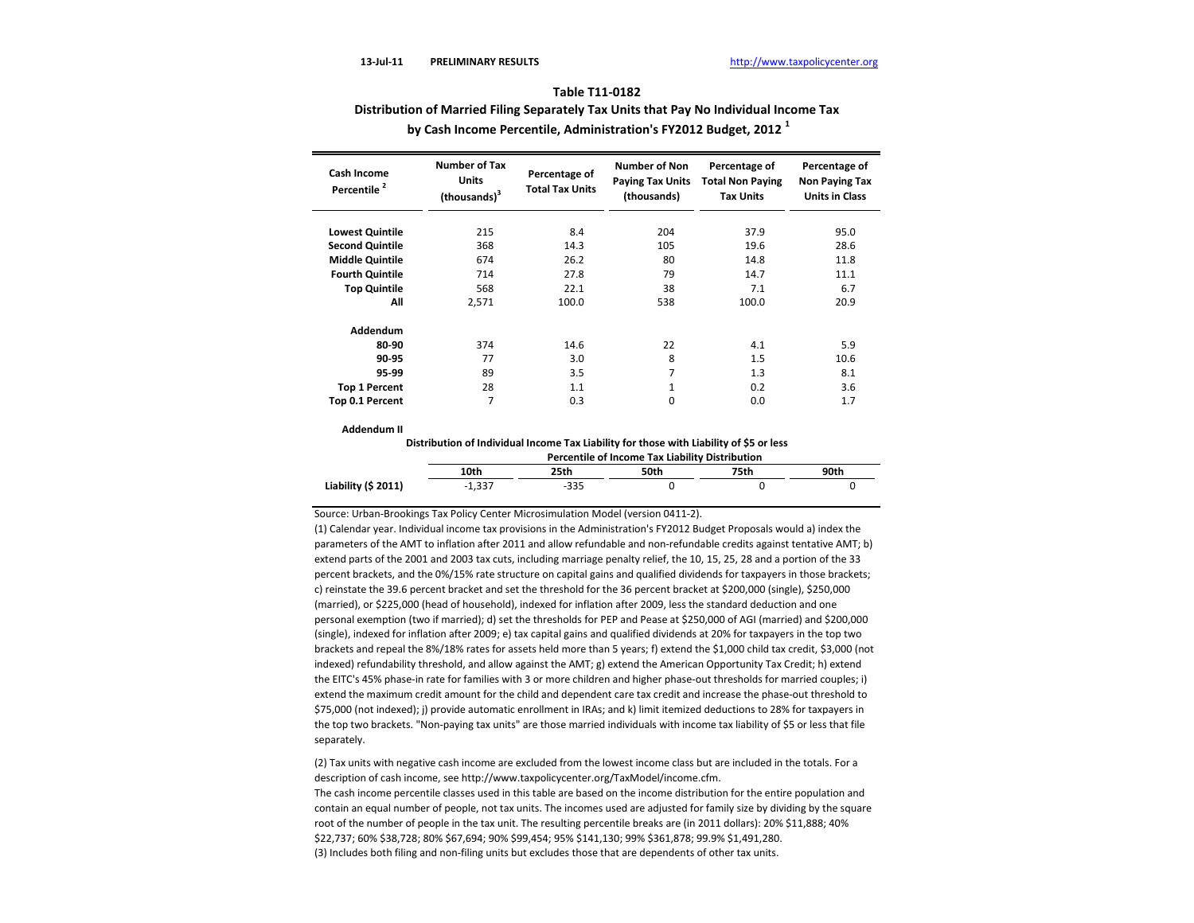13-Jul-11 **PRELIMINARY RESULTS** http://www.taxpolicycenter.org

## Table T11-0182

## Distribution of Married Filing Separately Tax Units that Pay No Individual Income Tax by Cash Income Percentile, Administration's FY2012 Budget, 2012 [1]

| Cash Income Percentile [2] | Number of Tax Units (thousands)[3] | Percentage of Total Tax Units | Number of Non Paying Tax Units (thousands) | Percentage of Total Non Paying Tax Units | Percentage of Non Paying Tax Units in Class |
|---|---|---|---|---|---|
| **Lowest Quintile** | 215 | 8.4 | 204 | 37.9 | 95.0 |
| **Second Quintile** | 368 | 14.3 | 105 | 19.6 | 28.6 |
| **Middle Quintile** | 674 | 26.2 | 80 | 14.8 | 11.8 |
| **Fourth Quintile** | 714 | 27.8 | 79 | 14.7 | 11.1 |
| **Top Quintile** | 568 | 22.1 | 38 | 7.1 | 6.7 |
| **All** | 2,571 | 100.0 | 538 | 100.0 | 20.9 |
| **Addendum** | | | | | |
| **80-90** | 374 | 14.6 | 22 | 4.1 | 5.9 |
| **90-95** | 77 | 3.0 | 8 | 1.5 | 10.6 |
| **95-99** | 89 | 3.5 | 7 | 1.3 | 8.1 |
| **Top 1 Percent** | 28 | 1.1 | 1 | 0.2 | 3.6 |
| **Top 0.1 Percent** | 7 | 0.3 | 0 | 0.0 | 1.7 |

**Addendum II**

**Distribution of Individual Income Tax Liability for those with Liability of $5 or less**

| | Percentile of Income Tax Liability Distribution | | | | |
|---|---|---|---|---|---|
| | **10th** | **25th** | **50th** | **75th** | **90th** |
| **Liability ($ 2011)** | -1,337 | -335 | 0 | 0 | 0 |

Source: Urban-Brookings Tax Policy Center Microsimulation Model (version 0411-2).

(1) Calendar year. Individual income tax provisions in the Administration's FY2012 Budget Proposals would a) index the parameters of the AMT to inflation after 2011 and allow refundable and non-refundable credits against tentative AMT; b) extend parts of the 2001 and 2003 tax cuts, including marriage penalty relief, the 10, 15, 25, 28 and a portion of the 33 percent brackets, and the 0%/15% rate structure on capital gains and qualified dividends for taxpayers in those brackets; c) reinstate the 39.6 percent bracket and set the threshold for the 36 percent bracket at $200,000 (single), $250,000 (married), or $225,000 (head of household), indexed for inflation after 2009, less the standard deduction and one personal exemption (two if married); d) set the thresholds for PEP and Pease at $250,000 of AGI (married) and $200,000 (single), indexed for inflation after 2009; e) tax capital gains and qualified dividends at 20% for taxpayers in the top two brackets and repeal the 8%/18% rates for assets held more than 5 years; f) extend the $1,000 child tax credit, $3,000 (not indexed) refundability threshold, and allow against the AMT; g) extend the American Opportunity Tax Credit; h) extend the EITC's 45% phase-in rate for families with 3 or more children and higher phase-out thresholds for married couples; i) extend the maximum credit amount for the child and dependent care tax credit and increase the phase-out threshold to $75,000 (not indexed); j) provide automatic enrollment in IRAs; and k) limit itemized deductions to 28% for taxpayers in the top two brackets. "Non-paying tax units" are those married individuals with income tax liability of $5 or less that file separately.

(2) Tax units with negative cash income are excluded from the lowest income class but are included in the totals. For a description of cash income, see http://www.taxpolicycenter.org/TaxModel/income.cfm.
The cash income percentile classes used in this table are based on the income distribution for the entire population and contain an equal number of people, not tax units. The incomes used are adjusted for family size by dividing by the square root of the number of people in the tax unit. The resulting percentile breaks are (in 2011 dollars): 20% $11,888; 40% $22,737; 60% $38,728; 80% $67,694; 90% $99,454; 95% $141,130; 99% $361,878; 99.9% $1,491,280.

(3) Includes both filing and non-filing units but excludes those that are dependents of other tax units.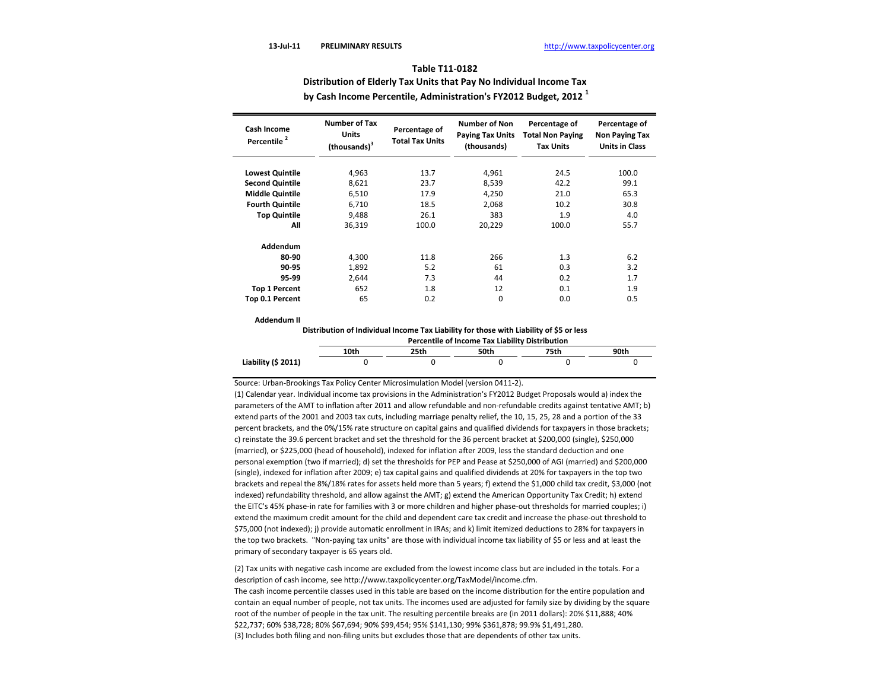13-Jul-11 **PRELIMINARY RESULTS** http://www.taxpolicycenter.org

## Table T11-0182
## Distribution of Elderly Tax Units that Pay No Individual Income Tax
## by Cash Income Percentile, Administration's FY2012 Budget, 2012 [1]

| Cash Income Percentile [2] | Number of Tax Units (thousands)[3] | Percentage of Total Tax Units | Number of Non Paying Tax Units (thousands) | Percentage of Total Non Paying Tax Units | Percentage of Non Paying Tax Units in Class |
|---|---|---|---|---|---|
| **Lowest Quintile** | 4,963 | 13.7 | 4,961 | 24.5 | 100.0 |
| **Second Quintile** | 8,621 | 23.7 | 8,539 | 42.2 | 99.1 |
| **Middle Quintile** | 6,510 | 17.9 | 4,250 | 21.0 | 65.3 |
| **Fourth Quintile** | 6,710 | 18.5 | 2,068 | 10.2 | 30.8 |
| **Top Quintile** | 9,488 | 26.1 | 383 | 1.9 | 4.0 |
| **All** | 36,319 | 100.0 | 20,229 | 100.0 | 55.7 |
| **Addendum** | | | | | |
| **80-90** | 4,300 | 11.8 | 266 | 1.3 | 6.2 |
| **90-95** | 1,892 | 5.2 | 61 | 0.3 | 3.2 |
| **95-99** | 2,644 | 7.3 | 44 | 0.2 | 1.7 |
| **Top 1 Percent** | 652 | 1.8 | 12 | 0.1 | 1.9 |
| **Top 0.1 Percent** | 65 | 0.2 | 0 | 0.0 | 0.5 |

**Addendum II**

**Distribution of Individual Income Tax Liability for those with Liability of $5 or less**

| | Percentile of Income Tax Liability Distribution | | | | |
|---|---|---|---|---|---|
| | **10th** | **25th** | **50th** | **75th** | **90th** |
| **Liability ($ 2011)** | 0 | 0 | 0 | 0 | 0 |

Source: Urban-Brookings Tax Policy Center Microsimulation Model (version 0411-2).

(1) Calendar year. Individual income tax provisions in the Administration's FY2012 Budget Proposals would a) index the parameters of the AMT to inflation after 2011 and allow refundable and non-refundable credits against tentative AMT; b) extend parts of the 2001 and 2003 tax cuts, including marriage penalty relief, the 10, 15, 25, 28 and a portion of the 33 percent brackets, and the 0%/15% rate structure on capital gains and qualified dividends for taxpayers in those brackets; c) reinstate the 39.6 percent bracket and set the threshold for the 36 percent bracket at $200,000 (single), $250,000 (married), or $225,000 (head of household), indexed for inflation after 2009, less the standard deduction and one personal exemption (two if married); d) set the thresholds for PEP and Pease at $250,000 of AGI (married) and $200,000 (single), indexed for inflation after 2009; e) tax capital gains and qualified dividends at 20% for taxpayers in the top two brackets and repeal the 8%/18% rates for assets held more than 5 years; f) extend the $1,000 child tax credit, $3,000 (not indexed) refundability threshold, and allow against the AMT; g) extend the American Opportunity Tax Credit; h) extend the EITC's 45% phase-in rate for families with 3 or more children and higher phase-out thresholds for married couples; i) extend the maximum credit amount for the child and dependent care tax credit and increase the phase-out threshold to $75,000 (not indexed); j) provide automatic enrollment in IRAs; and k) limit itemized deductions to 28% for taxpayers in the top two brackets. "Non-paying tax units" are those with individual income tax liability of $5 or less and at least the primary of secondary taxpayer is 65 years old.

(2) Tax units with negative cash income are excluded from the lowest income class but are included in the totals. For a description of cash income, see http://www.taxpolicycenter.org/TaxModel/income.cfm.
The cash income percentile classes used in this table are based on the income distribution for the entire population and contain an equal number of people, not tax units. The incomes used are adjusted for family size by dividing by the square root of the number of people in the tax unit. The resulting percentile breaks are (in 2011 dollars): 20% $11,888; 40% $22,737; 60% $38,728; 80% $67,694; 90% $99,454; 95% $141,130; 99% $361,878; 99.9% $1,491,280.

(3) Includes both filing and non-filing units but excludes those that are dependents of other tax units.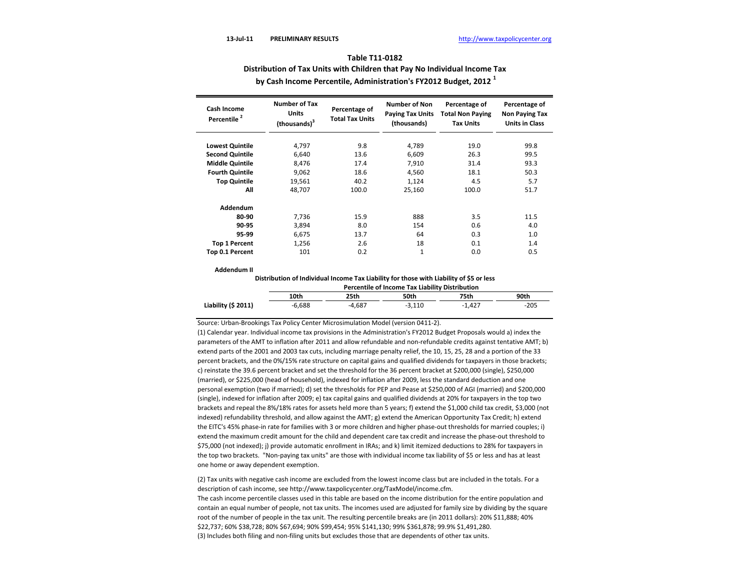13-Jul-11 **PRELIMINARY RESULTS** http://www.taxpolicycenter.org

## Table T11-0182
## Distribution of Tax Units with Children that Pay No Individual Income Tax
## by Cash Income Percentile, Administration's FY2012 Budget, 2012 [1]

| Cash Income Percentile [2] | Number of Tax Units (thousands)[3] | Percentage of Total Tax Units | Number of Non Paying Tax Units (thousands) | Percentage of Total Non Paying Tax Units | Percentage of Non Paying Tax Units in Class |
|---|---|---|---|---|---|
| **Lowest Quintile** | 4,797 | 9.8 | 4,789 | 19.0 | 99.8 |
| **Second Quintile** | 6,640 | 13.6 | 6,609 | 26.3 | 99.5 |
| **Middle Quintile** | 8,476 | 17.4 | 7,910 | 31.4 | 93.3 |
| **Fourth Quintile** | 9,062 | 18.6 | 4,560 | 18.1 | 50.3 |
| **Top Quintile** | 19,561 | 40.2 | 1,124 | 4.5 | 5.7 |
| **All** | 48,707 | 100.0 | 25,160 | 100.0 | 51.7 |
| **Addendum** | | | | | |
| **80-90** | 7,736 | 15.9 | 888 | 3.5 | 11.5 |
| **90-95** | 3,894 | 8.0 | 154 | 0.6 | 4.0 |
| **95-99** | 6,675 | 13.7 | 64 | 0.3 | 1.0 |
| **Top 1 Percent** | 1,256 | 2.6 | 18 | 0.1 | 1.4 |
| **Top 0.1 Percent** | 101 | 0.2 | 1 | 0.0 | 0.5 |

**Addendum II**

**Distribution of Individual Income Tax Liability for those with Liability of $5 or less**

| | Percentile of Income Tax Liability Distribution | | | | |
|---|---|---|---|---|---|
| | **10th** | **25th** | **50th** | **75th** | **90th** |
| **Liability ($ 2011)** | -6,688 | -4,687 | -3,110 | -1,427 | -205 |

Source: Urban-Brookings Tax Policy Center Microsimulation Model (version 0411-2).

(1) Calendar year. Individual income tax provisions in the Administration's FY2012 Budget Proposals would a) index the parameters of the AMT to inflation after 2011 and allow refundable and non-refundable credits against tentative AMT; b) extend parts of the 2001 and 2003 tax cuts, including marriage penalty relief, the 10, 15, 25, 28 and a portion of the 33 percent brackets, and the 0%/15% rate structure on capital gains and qualified dividends for taxpayers in those brackets; c) reinstate the 39.6 percent bracket and set the threshold for the 36 percent bracket at $200,000 (single), $250,000 (married), or $225,000 (head of household), indexed for inflation after 2009, less the standard deduction and one personal exemption (two if married); d) set the thresholds for PEP and Pease at $250,000 of AGI (married) and $200,000 (single), indexed for inflation after 2009; e) tax capital gains and qualified dividends at 20% for taxpayers in the top two brackets and repeal the 8%/18% rates for assets held more than 5 years; f) extend the $1,000 child tax credit, $3,000 (not indexed) refundability threshold, and allow against the AMT; g) extend the American Opportunity Tax Credit; h) extend the EITC's 45% phase-in rate for families with 3 or more children and higher phase-out thresholds for married couples; i) extend the maximum credit amount for the child and dependent care tax credit and increase the phase-out threshold to $75,000 (not indexed); j) provide automatic enrollment in IRAs; and k) limit itemized deductions to 28% for taxpayers in the top two brackets. "Non-paying tax units" are those with individual income tax liability of $5 or less and has at least one home or away dependent exemption.

(2) Tax units with negative cash income are excluded from the lowest income class but are included in the totals. For a description of cash income, see http://www.taxpolicycenter.org/TaxModel/income.cfm.
The cash income percentile classes used in this table are based on the income distribution for the entire population and contain an equal number of people, not tax units. The incomes used are adjusted for family size by dividing by the square root of the number of people in the tax unit. The resulting percentile breaks are (in 2011 dollars): 20% $11,888; 40% $22,737; 60% $38,728; 80% $67,694; 90% $99,454; 95% $141,130; 99% $361,878; 99.9% $1,491,280.

(3) Includes both filing and non-filing units but excludes those that are dependents of other tax units.